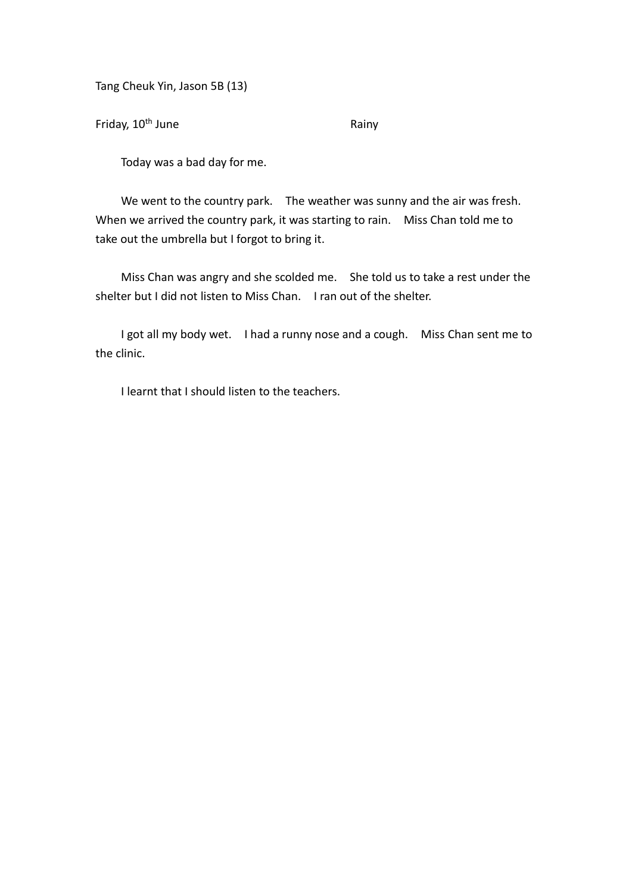Tang Cheuk Yin, Jason 5B (13)

Friday, 10th June Rainy

Today was a bad day for me.

We went to the country park. The weather was sunny and the air was fresh. When we arrived the country park, it was starting to rain. Miss Chan told me to take out the umbrella but I forgot to bring it.

Miss Chan was angry and she scolded me. She told us to take a rest under the shelter but I did not listen to Miss Chan. I ran out of the shelter.

I got all my body wet. I had a runny nose and a cough. Miss Chan sent me to the clinic.

I learnt that I should listen to the teachers.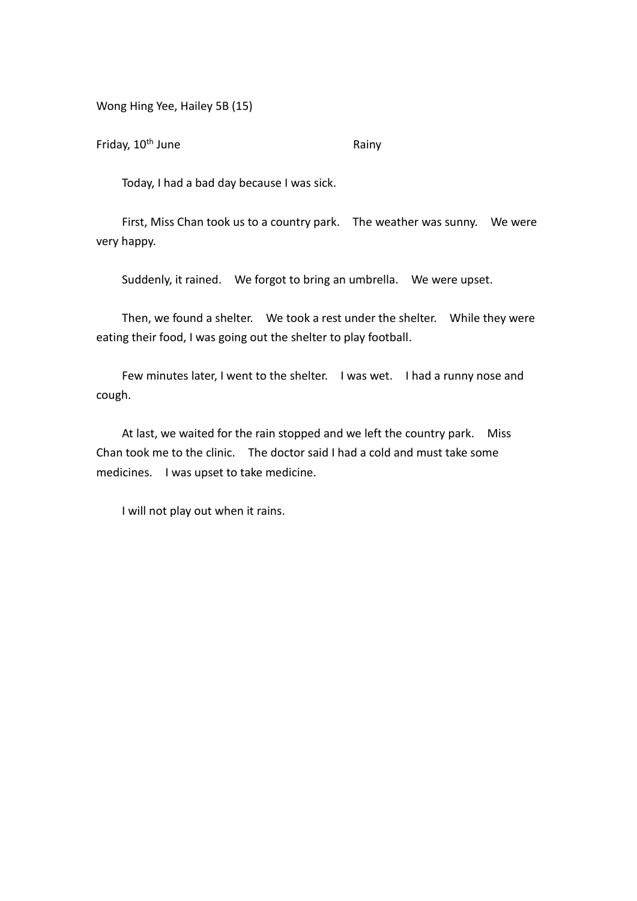Wong Hing Yee, Hailey 5B (15)

Friday, 10th June Rainy

Today, I had a bad day because I was sick.

First, Miss Chan took us to a country park. The weather was sunny. We were very happy.

Suddenly, it rained. We forgot to bring an umbrella. We were upset.

Then, we found a shelter. We took a rest under the shelter. While they were eating their food, I was going out the shelter to play football.

Few minutes later, I went to the shelter. I was wet. I had a runny nose and cough.

At last, we waited for the rain stopped and we left the country park. Miss Chan took me to the clinic. The doctor said I had a cold and must take some medicines. I was upset to take medicine.

I will not play out when it rains.